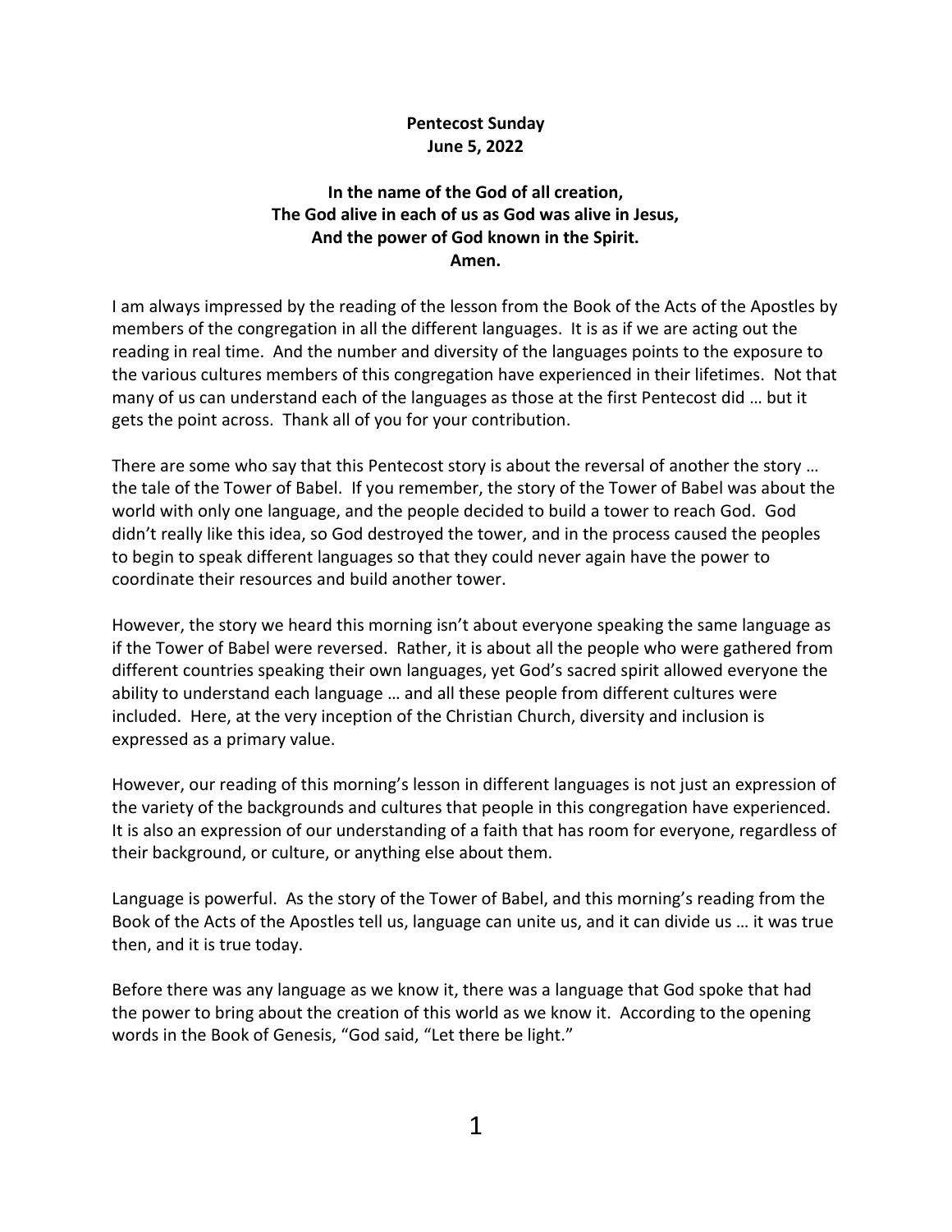**Pentecost Sunday**
**June 5, 2022**

**In the name of the God of all creation,**
**The God alive in each of us as God was alive in Jesus,**
**And the power of God known in the Spirit.**
**Amen.**

I am always impressed by the reading of the lesson from the Book of the Acts of the Apostles by members of the congregation in all the different languages. It is as if we are acting out the reading in real time. And the number and diversity of the languages points to the exposure to the various cultures members of this congregation have experienced in their lifetimes. Not that many of us can understand each of the languages as those at the first Pentecost did … but it gets the point across. Thank all of you for your contribution.

There are some who say that this Pentecost story is about the reversal of another the story … the tale of the Tower of Babel. If you remember, the story of the Tower of Babel was about the world with only one language, and the people decided to build a tower to reach God. God didn't really like this idea, so God destroyed the tower, and in the process caused the peoples to begin to speak different languages so that they could never again have the power to coordinate their resources and build another tower.

However, the story we heard this morning isn't about everyone speaking the same language as if the Tower of Babel were reversed. Rather, it is about all the people who were gathered from different countries speaking their own languages, yet God's sacred spirit allowed everyone the ability to understand each language … and all these people from different cultures were included. Here, at the very inception of the Christian Church, diversity and inclusion is expressed as a primary value.

However, our reading of this morning's lesson in different languages is not just an expression of the variety of the backgrounds and cultures that people in this congregation have experienced. It is also an expression of our understanding of a faith that has room for everyone, regardless of their background, or culture, or anything else about them.

Language is powerful. As the story of the Tower of Babel, and this morning's reading from the Book of the Acts of the Apostles tell us, language can unite us, and it can divide us … it was true then, and it is true today.

Before there was any language as we know it, there was a language that God spoke that had the power to bring about the creation of this world as we know it. According to the opening words in the Book of Genesis, "God said, "Let there be light."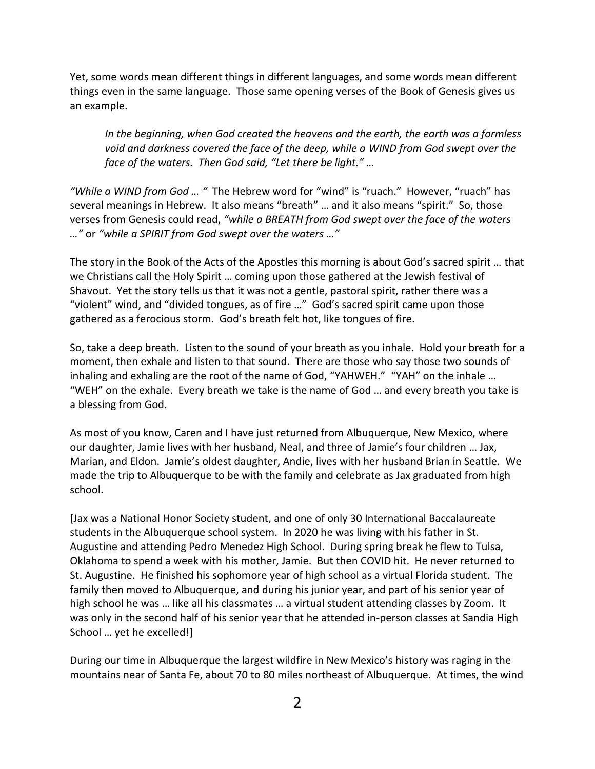Yet, some words mean different things in different languages, and some words mean different things even in the same language. Those same opening verses of the Book of Genesis gives us an example.

> *In the beginning, when God created the heavens and the earth, the earth was a formless void and darkness covered the face of the deep, while a WIND from God swept over the face of the waters. Then God said, "Let there be light." …*

*"While a WIND from God … "* The Hebrew word for "wind" is "ruach." However, "ruach" has several meanings in Hebrew. It also means "breath" … and it also means "spirit." So, those verses from Genesis could read, *"while a BREATH from God swept over the face of the waters …"* or *"while a SPIRIT from God swept over the waters …"*

The story in the Book of the Acts of the Apostles this morning is about God's sacred spirit … that we Christians call the Holy Spirit … coming upon those gathered at the Jewish festival of Shavout. Yet the story tells us that it was not a gentle, pastoral spirit, rather there was a "violent" wind, and "divided tongues, as of fire …" God's sacred spirit came upon those gathered as a ferocious storm. God's breath felt hot, like tongues of fire.

So, take a deep breath. Listen to the sound of your breath as you inhale. Hold your breath for a moment, then exhale and listen to that sound. There are those who say those two sounds of inhaling and exhaling are the root of the name of God, "YAHWEH." "YAH" on the inhale … "WEH" on the exhale. Every breath we take is the name of God … and every breath you take is a blessing from God.

As most of you know, Caren and I have just returned from Albuquerque, New Mexico, where our daughter, Jamie lives with her husband, Neal, and three of Jamie's four children … Jax, Marian, and Eldon. Jamie's oldest daughter, Andie, lives with her husband Brian in Seattle. We made the trip to Albuquerque to be with the family and celebrate as Jax graduated from high school.

[Jax was a National Honor Society student, and one of only 30 International Baccalaureate students in the Albuquerque school system. In 2020 he was living with his father in St. Augustine and attending Pedro Menedez High School. During spring break he flew to Tulsa, Oklahoma to spend a week with his mother, Jamie. But then COVID hit. He never returned to St. Augustine. He finished his sophomore year of high school as a virtual Florida student. The family then moved to Albuquerque, and during his junior year, and part of his senior year of high school he was … like all his classmates … a virtual student attending classes by Zoom. It was only in the second half of his senior year that he attended in-person classes at Sandia High School … yet he excelled!]

During our time in Albuquerque the largest wildfire in New Mexico's history was raging in the mountains near of Santa Fe, about 70 to 80 miles northeast of Albuquerque. At times, the wind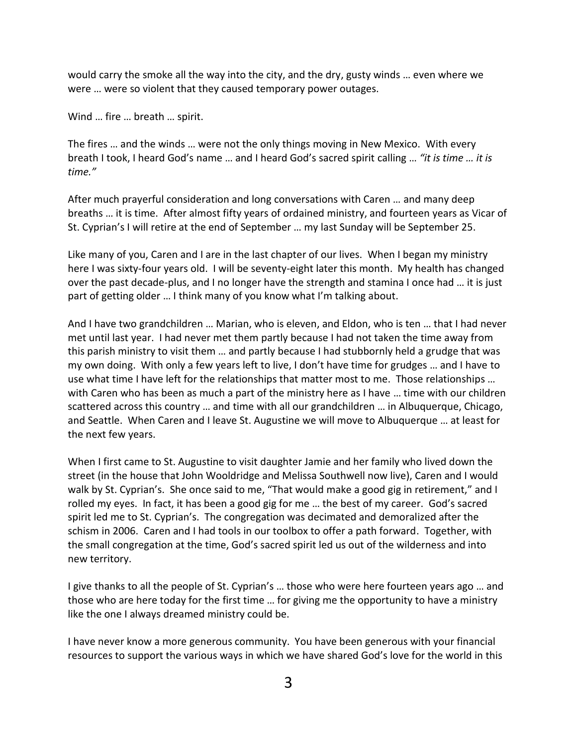would carry the smoke all the way into the city, and the dry, gusty winds … even where we were … were so violent that they caused temporary power outages.

Wind … fire … breath … spirit.

The fires … and the winds … were not the only things moving in New Mexico. With every breath I took, I heard God's name … and I heard God's sacred spirit calling … *"it is time … it is time."*

After much prayerful consideration and long conversations with Caren … and many deep breaths … it is time. After almost fifty years of ordained ministry, and fourteen years as Vicar of St. Cyprian's I will retire at the end of September … my last Sunday will be September 25.

Like many of you, Caren and I are in the last chapter of our lives. When I began my ministry here I was sixty-four years old. I will be seventy-eight later this month. My health has changed over the past decade-plus, and I no longer have the strength and stamina I once had … it is just part of getting older … I think many of you know what I'm talking about.

And I have two grandchildren … Marian, who is eleven, and Eldon, who is ten … that I had never met until last year. I had never met them partly because I had not taken the time away from this parish ministry to visit them … and partly because I had stubbornly held a grudge that was my own doing. With only a few years left to live, I don't have time for grudges … and I have to use what time I have left for the relationships that matter most to me. Those relationships … with Caren who has been as much a part of the ministry here as I have … time with our children scattered across this country … and time with all our grandchildren … in Albuquerque, Chicago, and Seattle. When Caren and I leave St. Augustine we will move to Albuquerque … at least for the next few years.

When I first came to St. Augustine to visit daughter Jamie and her family who lived down the street (in the house that John Wooldridge and Melissa Southwell now live), Caren and I would walk by St. Cyprian's. She once said to me, "That would make a good gig in retirement," and I rolled my eyes. In fact, it has been a good gig for me … the best of my career. God's sacred spirit led me to St. Cyprian's. The congregation was decimated and demoralized after the schism in 2006. Caren and I had tools in our toolbox to offer a path forward. Together, with the small congregation at the time, God's sacred spirit led us out of the wilderness and into new territory.

I give thanks to all the people of St. Cyprian's … those who were here fourteen years ago … and those who are here today for the first time … for giving me the opportunity to have a ministry like the one I always dreamed ministry could be.

I have never know a more generous community. You have been generous with your financial resources to support the various ways in which we have shared God's love for the world in this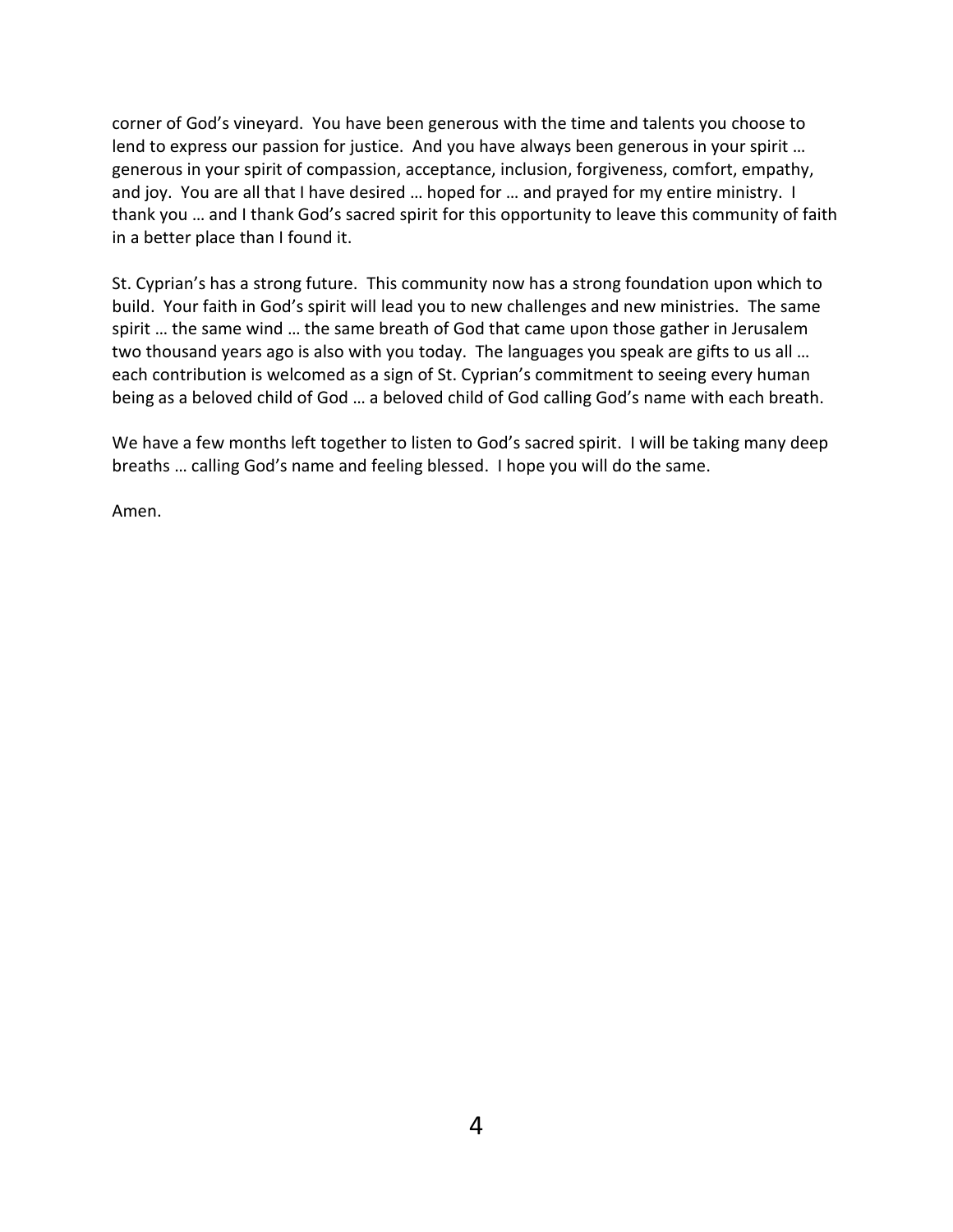corner of God's vineyard. You have been generous with the time and talents you choose to lend to express our passion for justice. And you have always been generous in your spirit … generous in your spirit of compassion, acceptance, inclusion, forgiveness, comfort, empathy, and joy. You are all that I have desired … hoped for … and prayed for my entire ministry. I thank you … and I thank God's sacred spirit for this opportunity to leave this community of faith in a better place than I found it.

St. Cyprian's has a strong future. This community now has a strong foundation upon which to build. Your faith in God's spirit will lead you to new challenges and new ministries. The same spirit … the same wind … the same breath of God that came upon those gather in Jerusalem two thousand years ago is also with you today. The languages you speak are gifts to us all … each contribution is welcomed as a sign of St. Cyprian's commitment to seeing every human being as a beloved child of God … a beloved child of God calling God's name with each breath.

We have a few months left together to listen to God's sacred spirit. I will be taking many deep breaths … calling God's name and feeling blessed. I hope you will do the same.

Amen.